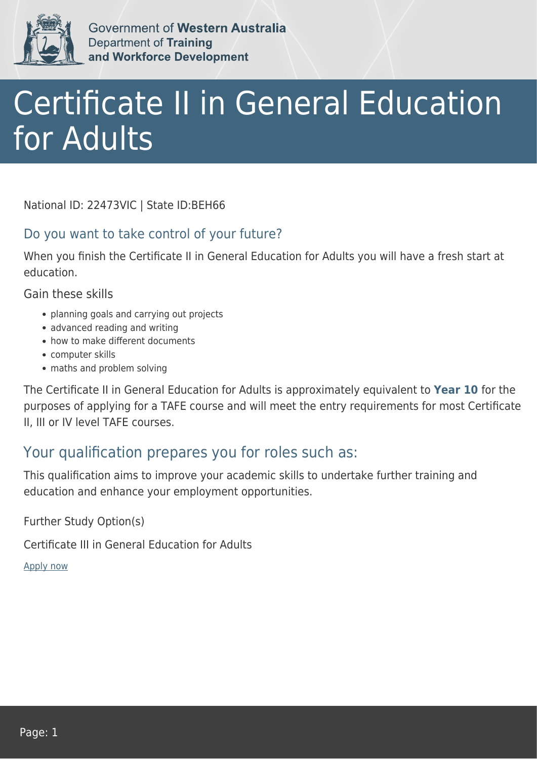Government of **Western Australia**
Department of **Training and Workforce Development**

# Certificate II in General Education for Adults

National ID: 22473VIC | State ID:BEH66

### Do you want to take control of your future?

When you finish the Certificate II in General Education for Adults you will have a fresh start at education.

Gain these skills

- planning goals and carrying out projects
- advanced reading and writing
- how to make different documents
- computer skills
- maths and problem solving

The Certificate II in General Education for Adults is approximately equivalent to **Year 10** for the purposes of applying for a TAFE course and will meet the entry requirements for most Certificate II, III or IV level TAFE courses.

## Your qualification prepares you for roles such as:

This qualification aims to improve your academic skills to undertake further training and education and enhance your employment opportunities.

Further Study Option(s)

Certificate III in General Education for Adults

Apply now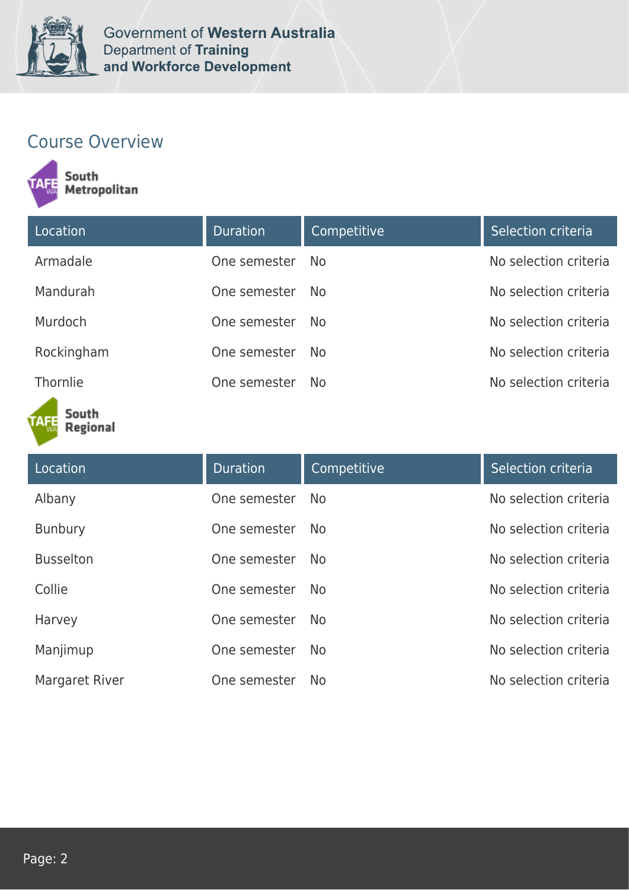## Course Overview

**South Metropolitan**

| Location | Duration | Competitive | Selection criteria |
| --- | --- | --- | --- |
| Armadale | One semester | No | No selection criteria |
| Mandurah | One semester | No | No selection criteria |
| Murdoch | One semester | No | No selection criteria |
| Rockingham | One semester | No | No selection criteria |
| Thornlie | One semester | No | No selection criteria |

**South Regional**

| Location | Duration | Competitive | Selection criteria |
| --- | --- | --- | --- |
| Albany | One semester | No | No selection criteria |
| Bunbury | One semester | No | No selection criteria |
| Busselton | One semester | No | No selection criteria |
| Collie | One semester | No | No selection criteria |
| Harvey | One semester | No | No selection criteria |
| Manjimup | One semester | No | No selection criteria |
| Margaret River | One semester | No | No selection criteria |